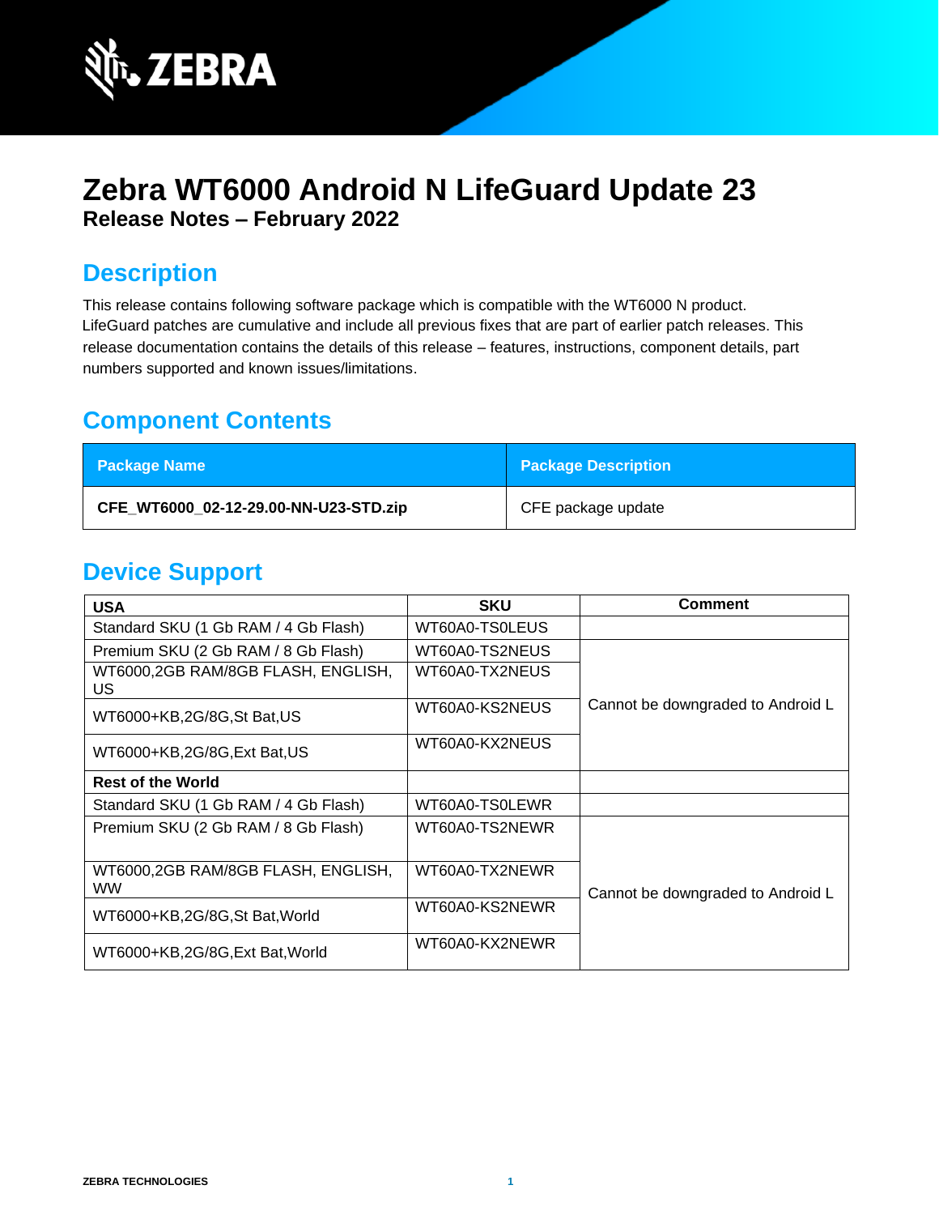# Zebra WT6000 Android N LifeGuard Update 23

**Release Notes – February 2022**

## Description

This release contains following software package which is compatible with the WT6000 N product. LifeGuard patches are cumulative and include all previous fixes that are part of earlier patch releases. This release documentation contains the details of this release – features, instructions, component details, part numbers supported and known issues/limitations.

## Component Contents

| Package Name | Package Description |
|---|---|
| **CFE_WT6000_02-12-29.00-NN-U23-STD.zip** | CFE package update |

## Device Support

| USA | SKU | Comment |
|---|---|---|
| Standard SKU (1 Gb RAM / 4 Gb Flash) | WT60A0-TS0LEUS | |
| Premium SKU (2 Gb RAM / 8 Gb Flash) | WT60A0-TS2NEUS | Cannot be downgraded to Android L |
| WT6000,2GB RAM/8GB FLASH, ENGLISH, US | WT60A0-TX2NEUS | |
| WT6000+KB,2G/8G,St Bat,US | WT60A0-KS2NEUS | |
| WT6000+KB,2G/8G,Ext Bat,US | WT60A0-KX2NEUS | |
| **Rest of the World** | | |
| Standard SKU (1 Gb RAM / 4 Gb Flash) | WT60A0-TS0LEWR | |
| Premium SKU (2 Gb RAM / 8 Gb Flash) | WT60A0-TS2NEWR | Cannot be downgraded to Android L |
| WT6000,2GB RAM/8GB FLASH, ENGLISH, WW | WT60A0-TX2NEWR | |
| WT6000+KB,2G/8G,St Bat,World | WT60A0-KS2NEWR | |
| WT6000+KB,2G/8G,Ext Bat,World | WT60A0-KX2NEWR | |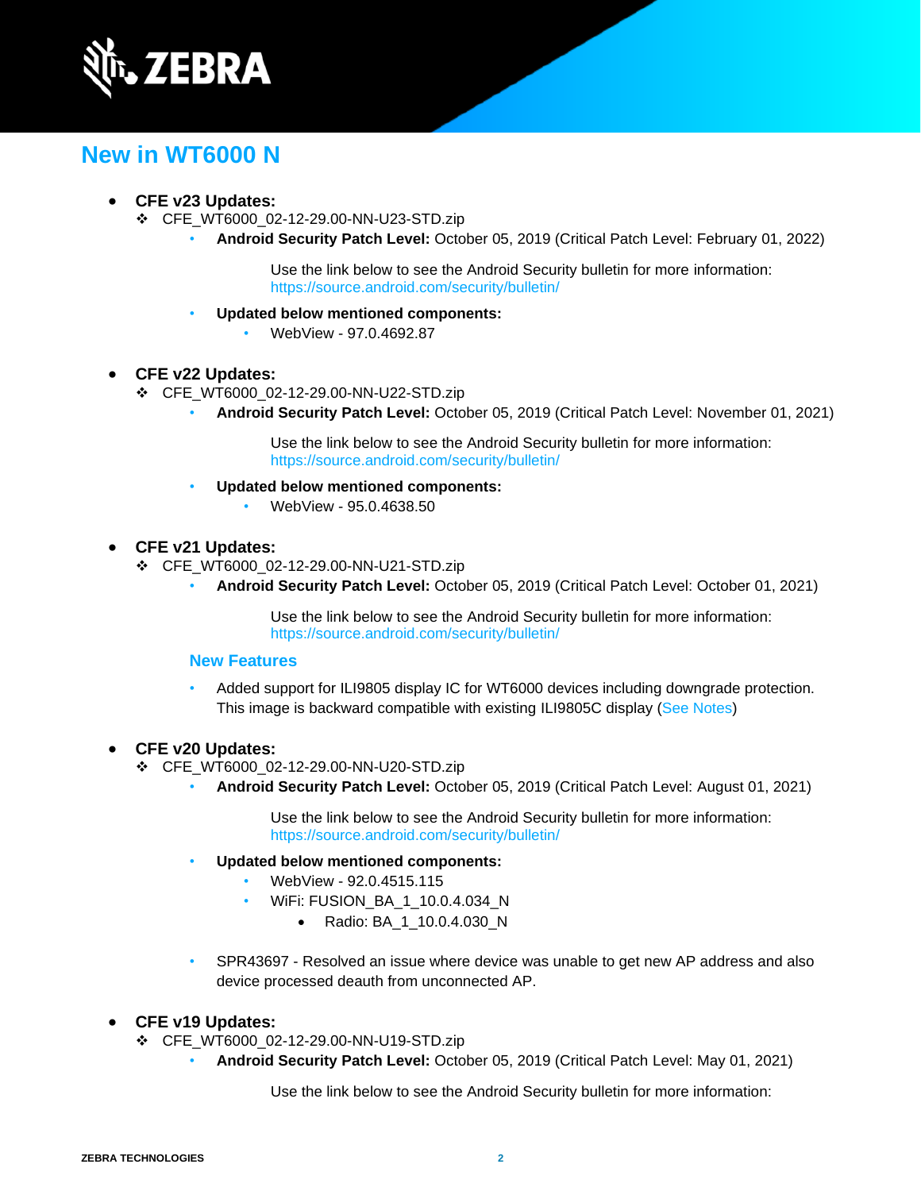## New in WT6000 N

- **CFE v23 Updates:**
  - ❖ CFE_WT6000_02-12-29.00-NN-U23-STD.zip
    - **Android Security Patch Level:** October 05, 2019 (Critical Patch Level: February 01, 2022)

      Use the link below to see the Android Security bulletin for more information: https://source.android.com/security/bulletin/

    - **Updated below mentioned components:**
      - WebView - 97.0.4692.87

- **CFE v22 Updates:**
  - ❖ CFE_WT6000_02-12-29.00-NN-U22-STD.zip
    - **Android Security Patch Level:** October 05, 2019 (Critical Patch Level: November 01, 2021)

      Use the link below to see the Android Security bulletin for more information: https://source.android.com/security/bulletin/

    - **Updated below mentioned components:**
      - WebView - 95.0.4638.50

- **CFE v21 Updates:**
  - ❖ CFE_WT6000_02-12-29.00-NN-U21-STD.zip
    - **Android Security Patch Level:** October 05, 2019 (Critical Patch Level: October 01, 2021)

      Use the link below to see the Android Security bulletin for more information: https://source.android.com/security/bulletin/

    #### New Features

    - Added support for ILI9805 display IC for WT6000 devices including downgrade protection. This image is backward compatible with existing ILI9805C display (See Notes)

- **CFE v20 Updates:**
  - ❖ CFE_WT6000_02-12-29.00-NN-U20-STD.zip
    - **Android Security Patch Level:** October 05, 2019 (Critical Patch Level: August 01, 2021)

      Use the link below to see the Android Security bulletin for more information: https://source.android.com/security/bulletin/

    - **Updated below mentioned components:**
      - WebView - 92.0.4515.115
      - WiFi: FUSION_BA_1_10.0.4.034_N
        - Radio: BA_1_10.0.4.030_N

    - SPR43697 - Resolved an issue where device was unable to get new AP address and also device processed deauth from unconnected AP.

- **CFE v19 Updates:**
  - ❖ CFE_WT6000_02-12-29.00-NN-U19-STD.zip
    - **Android Security Patch Level:** October 05, 2019 (Critical Patch Level: May 01, 2021)

      Use the link below to see the Android Security bulletin for more information: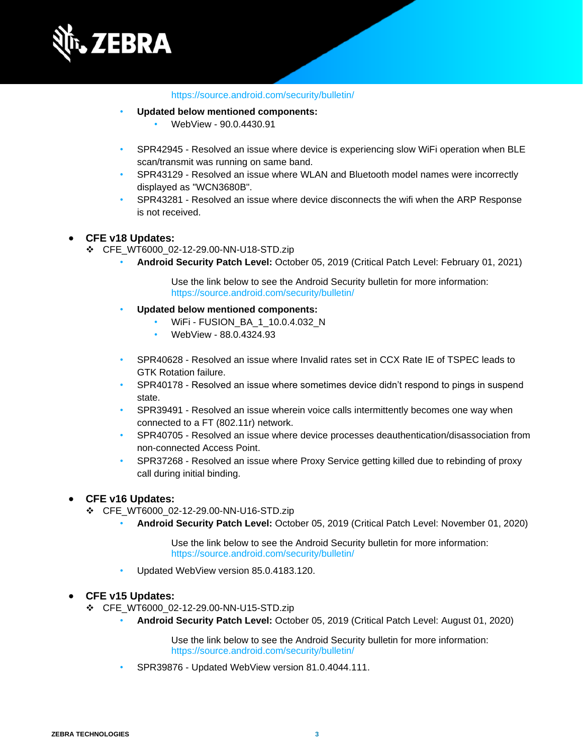https://source.android.com/security/bulletin/

- **Updated below mentioned components:**
  - WebView - 90.0.4430.91

- SPR42945 - Resolved an issue where device is experiencing slow WiFi operation when BLE scan/transmit was running on same band.
- SPR43129 - Resolved an issue where WLAN and Bluetooth model names were incorrectly displayed as "WCN3680B".
- SPR43281 - Resolved an issue where device disconnects the wifi when the ARP Response is not received.

- **CFE v18 Updates:**
  - CFE_WT6000_02-12-29.00-NN-U18-STD.zip
    - **Android Security Patch Level:** October 05, 2019 (Critical Patch Level: February 01, 2021)

      Use the link below to see the Android Security bulletin for more information: https://source.android.com/security/bulletin/

    - **Updated below mentioned components:**
      - WiFi - FUSION_BA_1_10.0.4.032_N
      - WebView - 88.0.4324.93

    - SPR40628 - Resolved an issue where Invalid rates set in CCX Rate IE of TSPEC leads to GTK Rotation failure.
    - SPR40178 - Resolved an issue where sometimes device didn't respond to pings in suspend state.
    - SPR39491 - Resolved an issue wherein voice calls intermittently becomes one way when connected to a FT (802.11r) network.
    - SPR40705 - Resolved an issue where device processes deauthentication/disassociation from non-connected Access Point.
    - SPR37268 - Resolved an issue where Proxy Service getting killed due to rebinding of proxy call during initial binding.

- **CFE v16 Updates:**
  - CFE_WT6000_02-12-29.00-NN-U16-STD.zip
    - **Android Security Patch Level:** October 05, 2019 (Critical Patch Level: November 01, 2020)

      Use the link below to see the Android Security bulletin for more information: https://source.android.com/security/bulletin/

    - Updated WebView version 85.0.4183.120.

- **CFE v15 Updates:**
  - CFE_WT6000_02-12-29.00-NN-U15-STD.zip
    - **Android Security Patch Level:** October 05, 2019 (Critical Patch Level: August 01, 2020)

      Use the link below to see the Android Security bulletin for more information: https://source.android.com/security/bulletin/

    - SPR39876 - Updated WebView version 81.0.4044.111.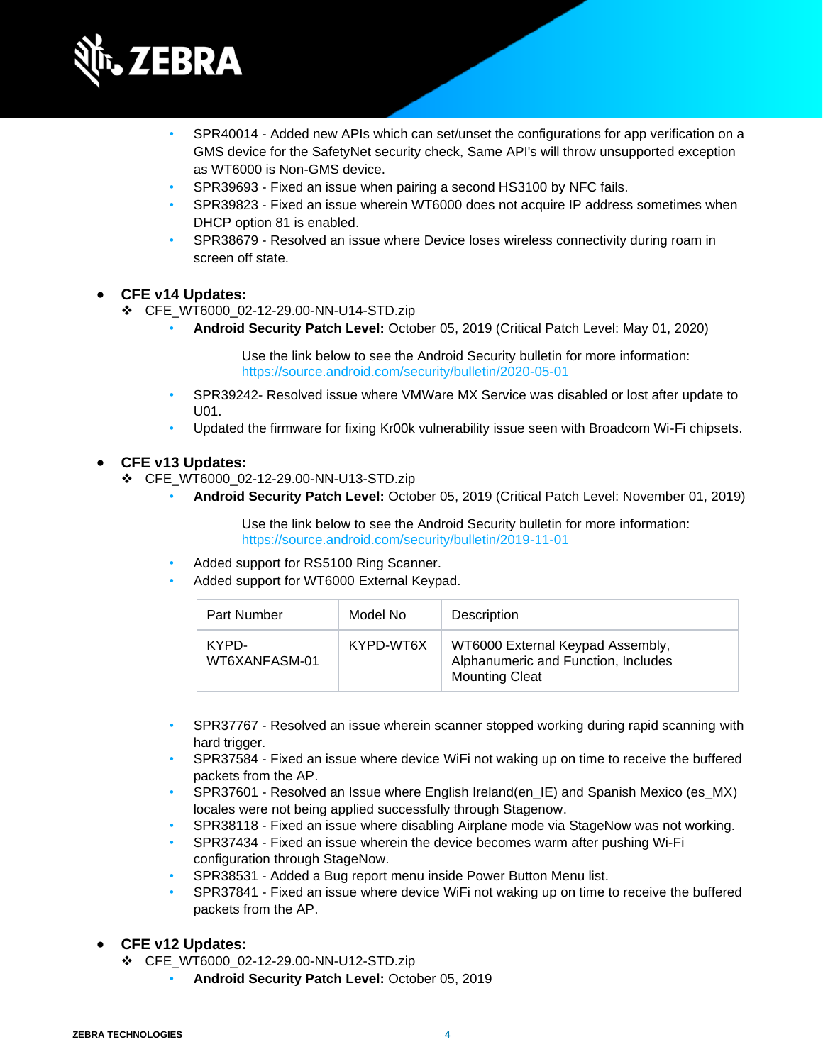- SPR40014 - Added new APIs which can set/unset the configurations for app verification on a GMS device for the SafetyNet security check, Same API's will throw unsupported exception as WT6000 is Non-GMS device.
- SPR39693 - Fixed an issue when pairing a second HS3100 by NFC fails.
- SPR39823 - Fixed an issue wherein WT6000 does not acquire IP address sometimes when DHCP option 81 is enabled.
- SPR38679 - Resolved an issue where Device loses wireless connectivity during roam in screen off state.

- **CFE v14 Updates:**
  - CFE_WT6000_02-12-29.00-NN-U14-STD.zip
    - **Android Security Patch Level:** October 05, 2019 (Critical Patch Level: May 01, 2020)

      Use the link below to see the Android Security bulletin for more information: https://source.android.com/security/bulletin/2020-05-01
    - SPR39242- Resolved issue where VMWare MX Service was disabled or lost after update to U01.
    - Updated the firmware for fixing Kr00k vulnerability issue seen with Broadcom Wi-Fi chipsets.

- **CFE v13 Updates:**
  - CFE_WT6000_02-12-29.00-NN-U13-STD.zip
    - **Android Security Patch Level:** October 05, 2019 (Critical Patch Level: November 01, 2019)

      Use the link below to see the Android Security bulletin for more information: https://source.android.com/security/bulletin/2019-11-01
    - Added support for RS5100 Ring Scanner.
    - Added support for WT6000 External Keypad.

| Part Number | Model No | Description |
|---|---|---|
| KYPD-WT6XANFASM-01 | KYPD-WT6X | WT6000 External Keypad Assembly, Alphanumeric and Function, Includes Mounting Cleat |

    - SPR37767 - Resolved an issue wherein scanner stopped working during rapid scanning with hard trigger.
    - SPR37584 - Fixed an issue where device WiFi not waking up on time to receive the buffered packets from the AP.
    - SPR37601 - Resolved an Issue where English Ireland(en_IE) and Spanish Mexico (es_MX) locales were not being applied successfully through Stagenow.
    - SPR38118 - Fixed an issue where disabling Airplane mode via StageNow was not working.
    - SPR37434 - Fixed an issue wherein the device becomes warm after pushing Wi-Fi configuration through StageNow.
    - SPR38531 - Added a Bug report menu inside Power Button Menu list.
    - SPR37841 - Fixed an issue where device WiFi not waking up on time to receive the buffered packets from the AP.

- **CFE v12 Updates:**
  - CFE_WT6000_02-12-29.00-NN-U12-STD.zip
    - **Android Security Patch Level:** October 05, 2019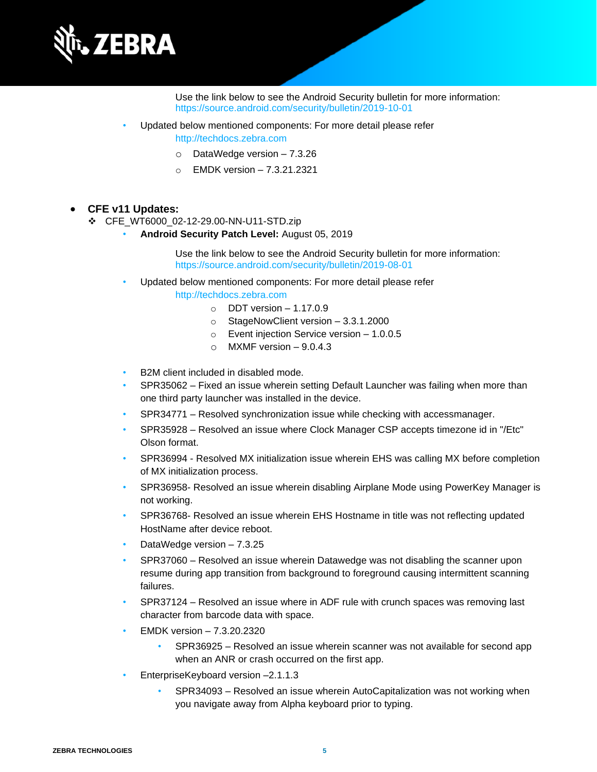Use the link below to see the Android Security bulletin for more information: https://source.android.com/security/bulletin/2019-10-01

- Updated below mentioned components: For more detail please refer http://techdocs.zebra.com
  - DataWedge version – 7.3.26
  - EMDK version – 7.3.21.2321

- **CFE v11 Updates:**
  - CFE_WT6000_02-12-29.00-NN-U11-STD.zip
    - **Android Security Patch Level:** August 05, 2019

      Use the link below to see the Android Security bulletin for more information: https://source.android.com/security/bulletin/2019-08-01

    - Updated below mentioned components: For more detail please refer http://techdocs.zebra.com
      - DDT version – 1.17.0.9
      - StageNowClient version – 3.3.1.2000
      - Event injection Service version – 1.0.0.5
      - MXMF version – 9.0.4.3

    - B2M client included in disabled mode.
    - SPR35062 – Fixed an issue wherein setting Default Launcher was failing when more than one third party launcher was installed in the device.
    - SPR34771 – Resolved synchronization issue while checking with accessmanager.
    - SPR35928 – Resolved an issue where Clock Manager CSP accepts timezone id in "/Etc" Olson format.
    - SPR36994 - Resolved MX initialization issue wherein EHS was calling MX before completion of MX initialization process.
    - SPR36958- Resolved an issue wherein disabling Airplane Mode using PowerKey Manager is not working.
    - SPR36768- Resolved an issue wherein EHS Hostname in title was not reflecting updated HostName after device reboot.
    - DataWedge version – 7.3.25
    - SPR37060 – Resolved an issue wherein Datawedge was not disabling the scanner upon resume during app transition from background to foreground causing intermittent scanning failures.
    - SPR37124 – Resolved an issue where in ADF rule with crunch spaces was removing last character from barcode data with space.
    - EMDK version – 7.3.20.2320
      - SPR36925 – Resolved an issue wherein scanner was not available for second app when an ANR or crash occurred on the first app.
    - EnterpriseKeyboard version –2.1.1.3
      - SPR34093 – Resolved an issue wherein AutoCapitalization was not working when you navigate away from Alpha keyboard prior to typing.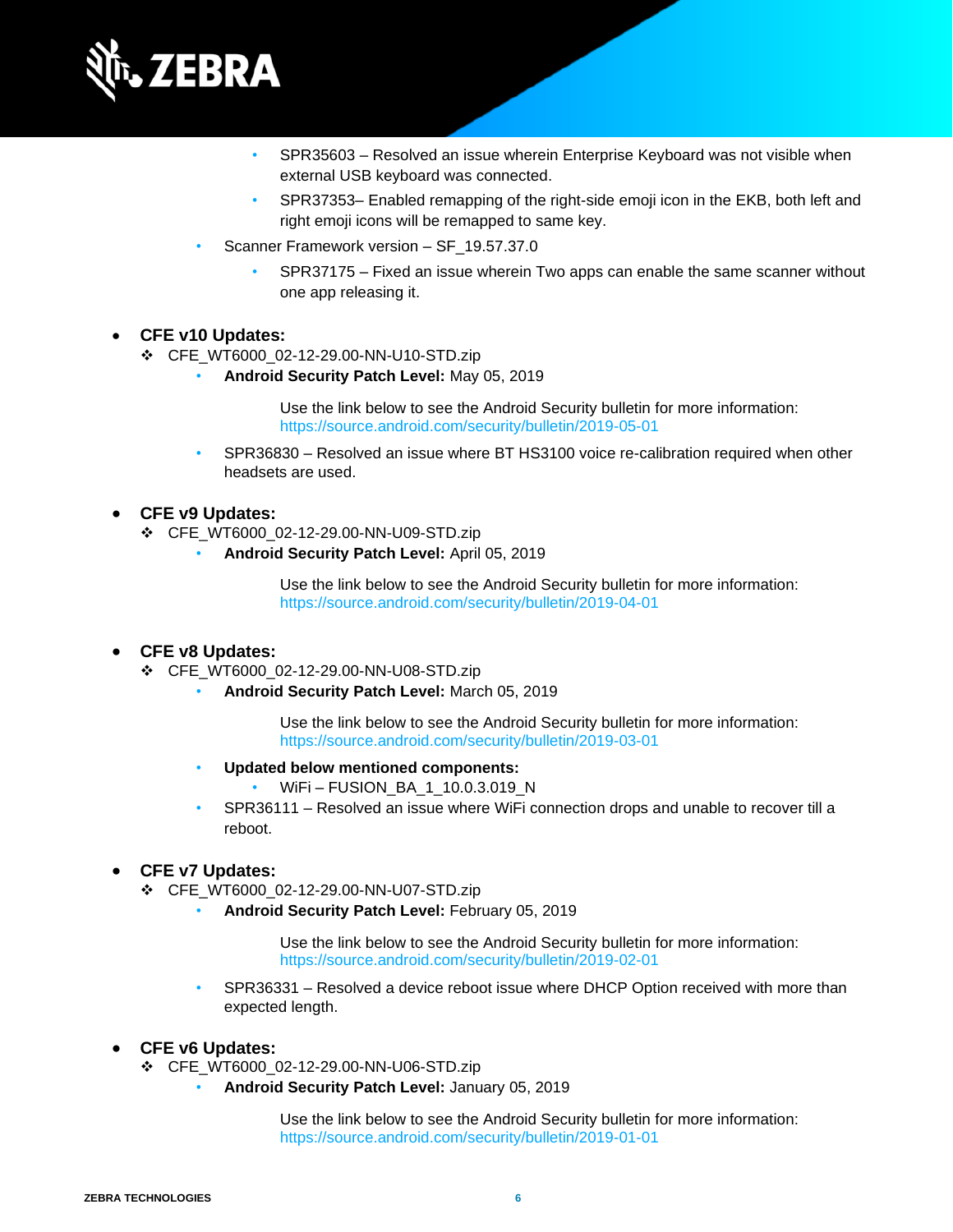- SPR35603 – Resolved an issue wherein Enterprise Keyboard was not visible when external USB keyboard was connected.
        - SPR37353– Enabled remapping of the right-side emoji icon in the EKB, both left and right emoji icons will be remapped to same key.
    - Scanner Framework version – SF_19.57.37.0
        - SPR37175 – Fixed an issue wherein Two apps can enable the same scanner without one app releasing it.

- **CFE v10 Updates:**
  - CFE_WT6000_02-12-29.00-NN-U10-STD.zip
    - **Android Security Patch Level:** May 05, 2019

      Use the link below to see the Android Security bulletin for more information: https://source.android.com/security/bulletin/2019-05-01
    - SPR36830 – Resolved an issue where BT HS3100 voice re-calibration required when other headsets are used.

- **CFE v9 Updates:**
  - CFE_WT6000_02-12-29.00-NN-U09-STD.zip
    - **Android Security Patch Level:** April 05, 2019

      Use the link below to see the Android Security bulletin for more information: https://source.android.com/security/bulletin/2019-04-01

- **CFE v8 Updates:**
  - CFE_WT6000_02-12-29.00-NN-U08-STD.zip
    - **Android Security Patch Level:** March 05, 2019

      Use the link below to see the Android Security bulletin for more information: https://source.android.com/security/bulletin/2019-03-01
    - **Updated below mentioned components:**
        - WiFi – FUSION_BA_1_10.0.3.019_N
    - SPR36111 – Resolved an issue where WiFi connection drops and unable to recover till a reboot.

- **CFE v7 Updates:**
  - CFE_WT6000_02-12-29.00-NN-U07-STD.zip
    - **Android Security Patch Level:** February 05, 2019

      Use the link below to see the Android Security bulletin for more information: https://source.android.com/security/bulletin/2019-02-01
    - SPR36331 – Resolved a device reboot issue where DHCP Option received with more than expected length.

- **CFE v6 Updates:**
  - CFE_WT6000_02-12-29.00-NN-U06-STD.zip
    - **Android Security Patch Level:** January 05, 2019

      Use the link below to see the Android Security bulletin for more information: https://source.android.com/security/bulletin/2019-01-01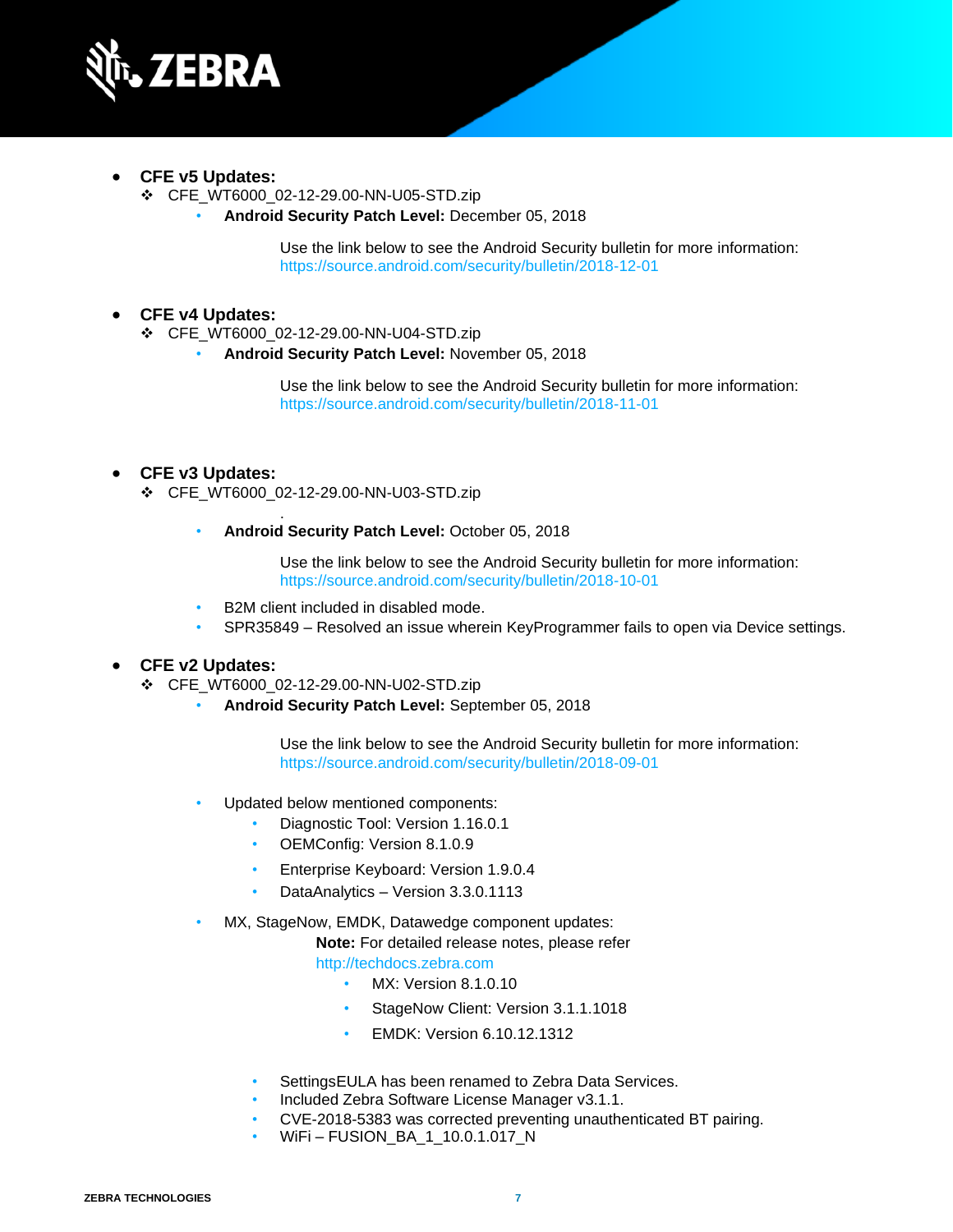- **CFE v5 Updates:**
  - CFE_WT6000_02-12-29.00-NN-U05-STD.zip
    - **Android Security Patch Level:** December 05, 2018

      Use the link below to see the Android Security bulletin for more information: https://source.android.com/security/bulletin/2018-12-01

- **CFE v4 Updates:**
  - CFE_WT6000_02-12-29.00-NN-U04-STD.zip
    - **Android Security Patch Level:** November 05, 2018

      Use the link below to see the Android Security bulletin for more information: https://source.android.com/security/bulletin/2018-11-01

- **CFE v3 Updates:**
  - CFE_WT6000_02-12-29.00-NN-U03-STD.zip
    - **Android Security Patch Level:** October 05, 2018

      Use the link below to see the Android Security bulletin for more information: https://source.android.com/security/bulletin/2018-10-01

    - B2M client included in disabled mode.
    - SPR35849 – Resolved an issue wherein KeyProgrammer fails to open via Device settings.

- **CFE v2 Updates:**
  - CFE_WT6000_02-12-29.00-NN-U02-STD.zip
    - **Android Security Patch Level:** September 05, 2018

      Use the link below to see the Android Security bulletin for more information: https://source.android.com/security/bulletin/2018-09-01

    - Updated below mentioned components:
      - Diagnostic Tool: Version 1.16.0.1
      - OEMConfig: Version 8.1.0.9
      - Enterprise Keyboard: Version 1.9.0.4
      - DataAnalytics – Version 3.3.0.1113
    - MX, StageNow, EMDK, Datawedge component updates:

      **Note:** For detailed release notes, please refer http://techdocs.zebra.com
      - MX: Version 8.1.0.10
      - StageNow Client: Version 3.1.1.1018
      - EMDK: Version 6.10.12.1312
      - SettingsEULA has been renamed to Zebra Data Services.
      - Included Zebra Software License Manager v3.1.1.
      - CVE-2018-5383 was corrected preventing unauthenticated BT pairing.
      - WiFi – FUSION_BA_1_10.0.1.017_N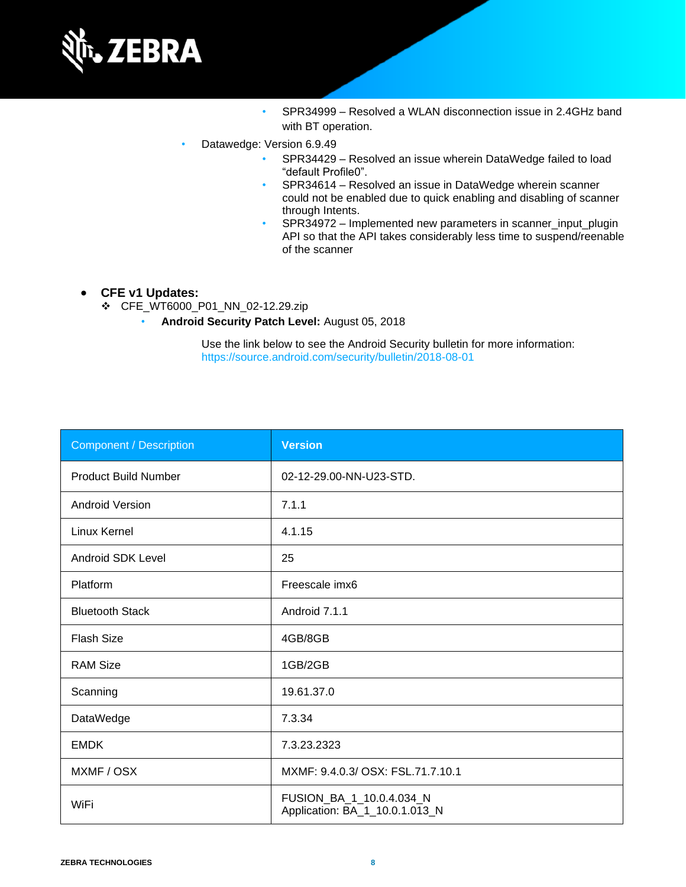- SPR34999 – Resolved a WLAN disconnection issue in 2.4GHz band with BT operation.
    - Datawedge: Version 6.9.49
        - SPR34429 – Resolved an issue wherein DataWedge failed to load “default Profile0”.
        - SPR34614 – Resolved an issue in DataWedge wherein scanner could not be enabled due to quick enabling and disabling of scanner through Intents.
        - SPR34972 – Implemented new parameters in scanner_input_plugin API so that the API takes considerably less time to suspend/reenable of the scanner

- **CFE v1 Updates:**
    - CFE_WT6000_P01_NN_02-12.29.zip
        - **Android Security Patch Level:** August 05, 2018

          Use the link below to see the Android Security bulletin for more information: https://source.android.com/security/bulletin/2018-08-01

| Component / Description | Version |
|---|---|
| Product Build Number | 02-12-29.00-NN-U23-STD. |
| Android Version | 7.1.1 |
| Linux Kernel | 4.1.15 |
| Android SDK Level | 25 |
| Platform | Freescale imx6 |
| Bluetooth Stack | Android 7.1.1 |
| Flash Size | 4GB/8GB |
| RAM Size | 1GB/2GB |
| Scanning | 19.61.37.0 |
| DataWedge | 7.3.34 |
| EMDK | 7.3.23.2323 |
| MXMF / OSX | MXMF: 9.4.0.3/ OSX: FSL.71.7.10.1 |
| WiFi | FUSION_BA_1_10.0.4.034_N<br>Application: BA_1_10.0.1.013_N |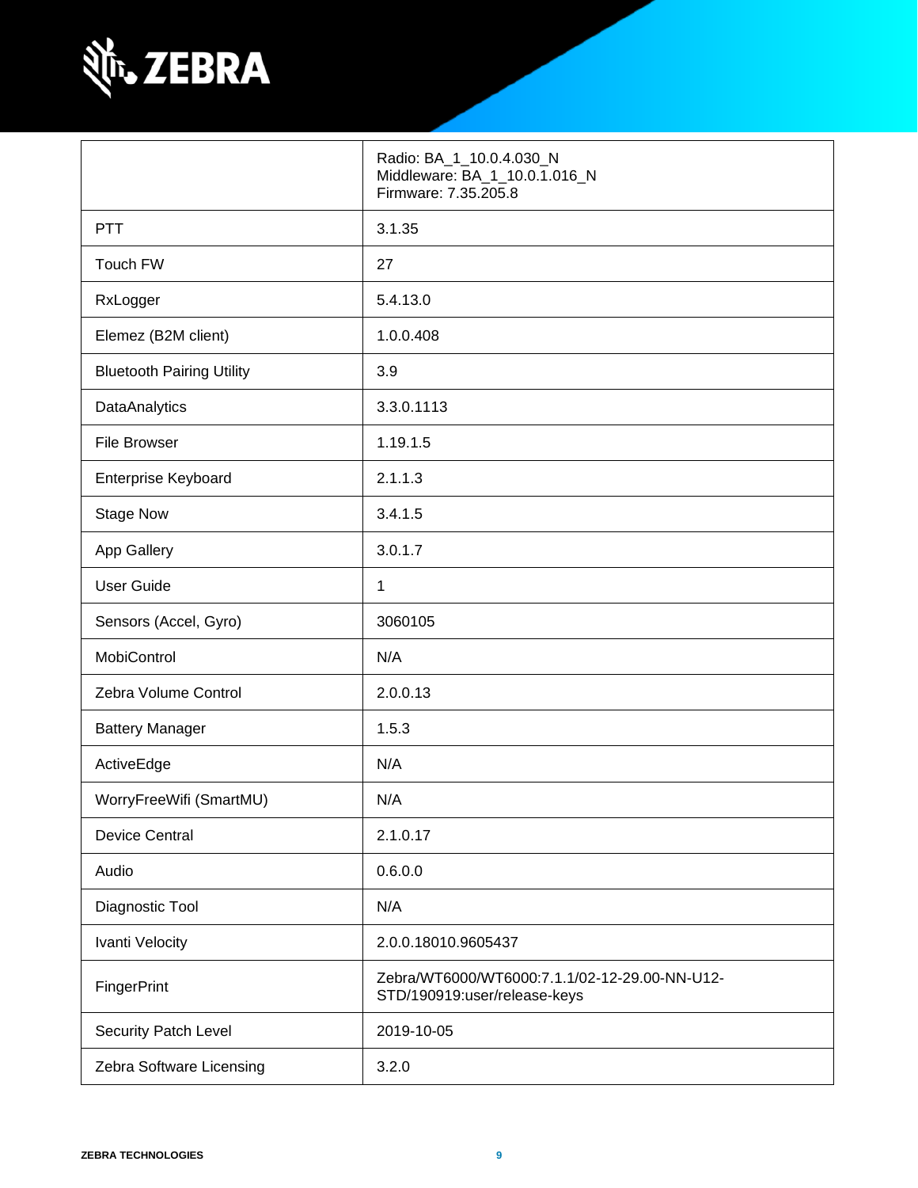| | |
|---|---|
| | Radio: BA_1_10.0.4.030_N<br>Middleware: BA_1_10.0.1.016_N<br>Firmware: 7.35.205.8 |
| PTT | 3.1.35 |
| Touch FW | 27 |
| RxLogger | 5.4.13.0 |
| Elemez (B2M client) | 1.0.0.408 |
| Bluetooth Pairing Utility | 3.9 |
| DataAnalytics | 3.3.0.1113 |
| File Browser | 1.19.1.5 |
| Enterprise Keyboard | 2.1.1.3 |
| Stage Now | 3.4.1.5 |
| App Gallery | 3.0.1.7 |
| User Guide | 1 |
| Sensors (Accel, Gyro) | 3060105 |
| MobiControl | N/A |
| Zebra Volume Control | 2.0.0.13 |
| Battery Manager | 1.5.3 |
| ActiveEdge | N/A |
| WorryFreeWifi (SmartMU) | N/A |
| Device Central | 2.1.0.17 |
| Audio | 0.6.0.0 |
| Diagnostic Tool | N/A |
| Ivanti Velocity | 2.0.0.18010.9605437 |
| FingerPrint | Zebra/WT6000/WT6000:7.1.1/02-12-29.00-NN-U12-STD/190919:user/release-keys |
| Security Patch Level | 2019-10-05 |
| Zebra Software Licensing | 3.2.0 |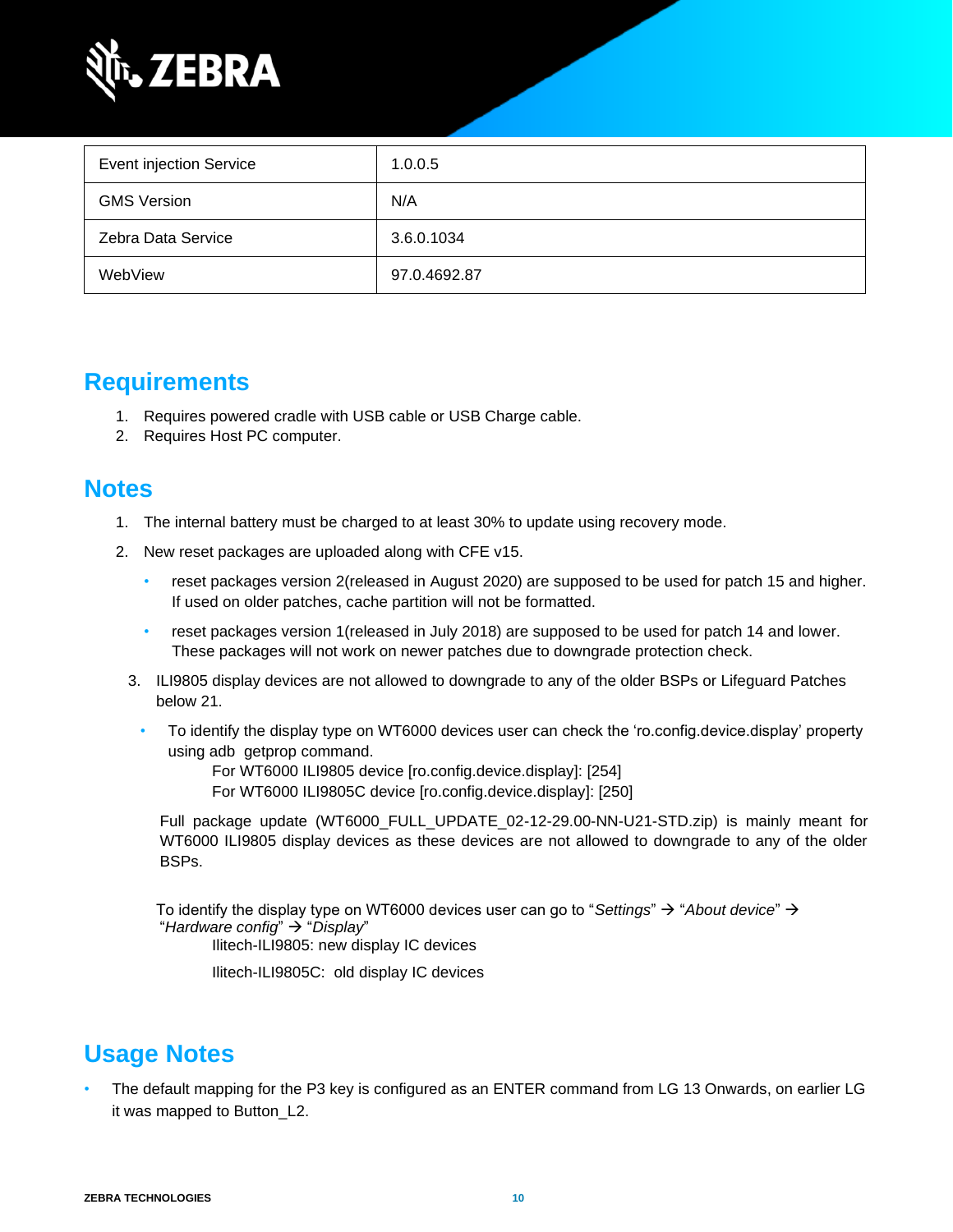| Event injection Service | 1.0.0.5 |
|---|---|
| GMS Version | N/A |
| Zebra Data Service | 3.6.0.1034 |
| WebView | 97.0.4692.87 |

## Requirements

1. Requires powered cradle with USB cable or USB Charge cable.
2. Requires Host PC computer.

## Notes

1. The internal battery must be charged to at least 30% to update using recovery mode.
2. New reset packages are uploaded along with CFE v15.
   - reset packages version 2(released in August 2020) are supposed to be used for patch 15 and higher. If used on older patches, cache partition will not be formatted.
   - reset packages version 1(released in July 2018) are supposed to be used for patch 14 and lower. These packages will not work on newer patches due to downgrade protection check.
3. ILI9805 display devices are not allowed to downgrade to any of the older BSPs or Lifeguard Patches below 21.
   - To identify the display type on WT6000 devices user can check the 'ro.config.device.display' property using adb getprop command.
     For WT6000 ILI9805 device [ro.config.device.display]: [254]
     For WT6000 ILI9805C device [ro.config.device.display]: [250]

   Full package update (WT6000_FULL_UPDATE_02-12-29.00-NN-U21-STD.zip) is mainly meant for WT6000 ILI9805 display devices as these devices are not allowed to downgrade to any of the older BSPs.

   To identify the display type on WT6000 devices user can go to "*Settings*" → "*About device*" → "*Hardware config*" → "*Display*"
   Ilitech-ILI9805: new display IC devices
   Ilitech-ILI9805C: old display IC devices

## Usage Notes

- The default mapping for the P3 key is configured as an ENTER command from LG 13 Onwards, on earlier LG it was mapped to Button_L2.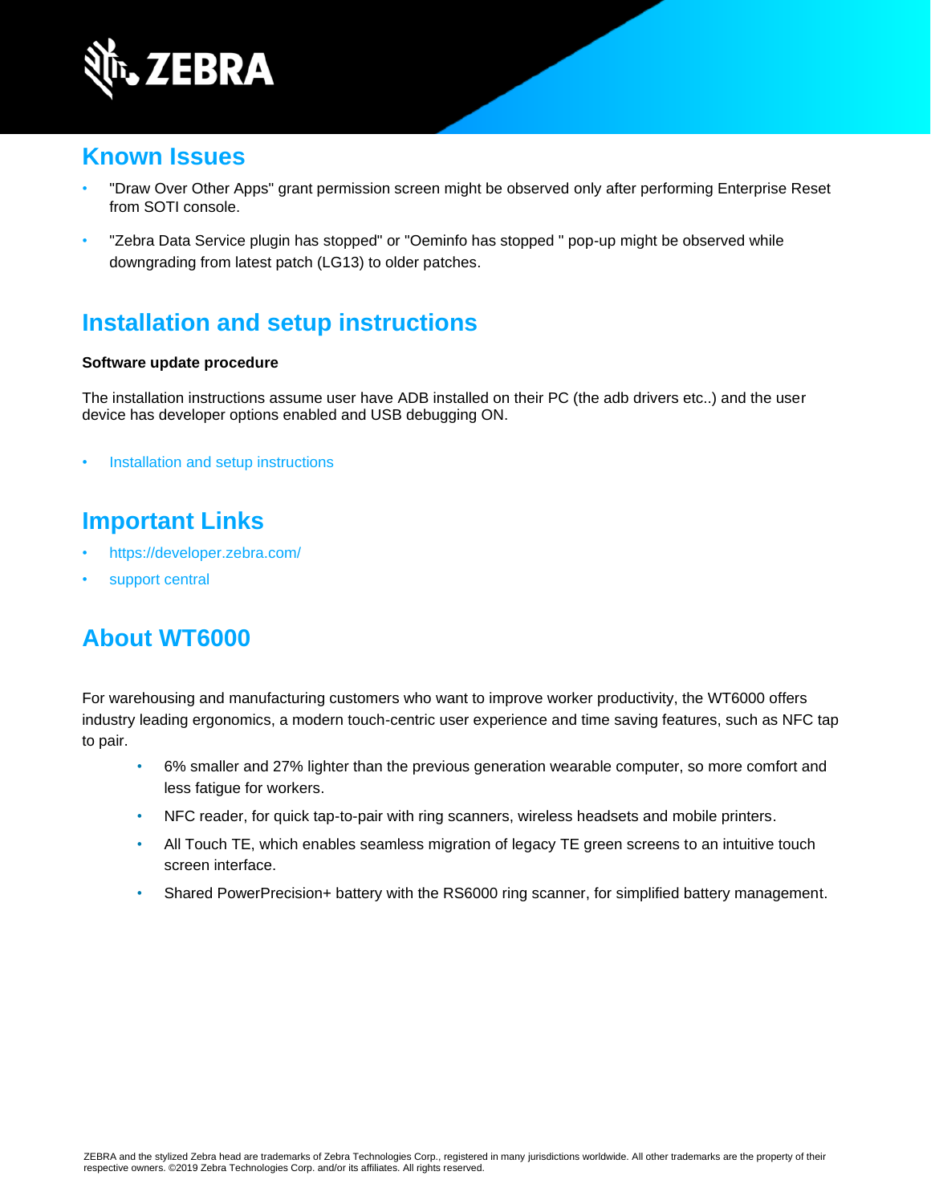## Known Issues

- "Draw Over Other Apps" grant permission screen might be observed only after performing Enterprise Reset from SOTI console.
- "Zebra Data Service plugin has stopped" or "Oeminfo has stopped " pop-up might be observed while downgrading from latest patch (LG13) to older patches.

## Installation and setup instructions

**Software update procedure**

The installation instructions assume user have ADB installed on their PC (the adb drivers etc..) and the user device has developer options enabled and USB debugging ON.

- Installation and setup instructions

## Important Links

- https://developer.zebra.com/
- support central

## About WT6000

For warehousing and manufacturing customers who want to improve worker productivity, the WT6000 offers industry leading ergonomics, a modern touch-centric user experience and time saving features, such as NFC tap to pair.

- 6% smaller and 27% lighter than the previous generation wearable computer, so more comfort and less fatigue for workers.
- NFC reader, for quick tap-to-pair with ring scanners, wireless headsets and mobile printers.
- All Touch TE, which enables seamless migration of legacy TE green screens to an intuitive touch screen interface.
- Shared PowerPrecision+ battery with the RS6000 ring scanner, for simplified battery management.

ZEBRA and the stylized Zebra head are trademarks of Zebra Technologies Corp., registered in many jurisdictions worldwide. All other trademarks are the property of their respective owners. ©2019 Zebra Technologies Corp. and/or its affiliates. All rights reserved.